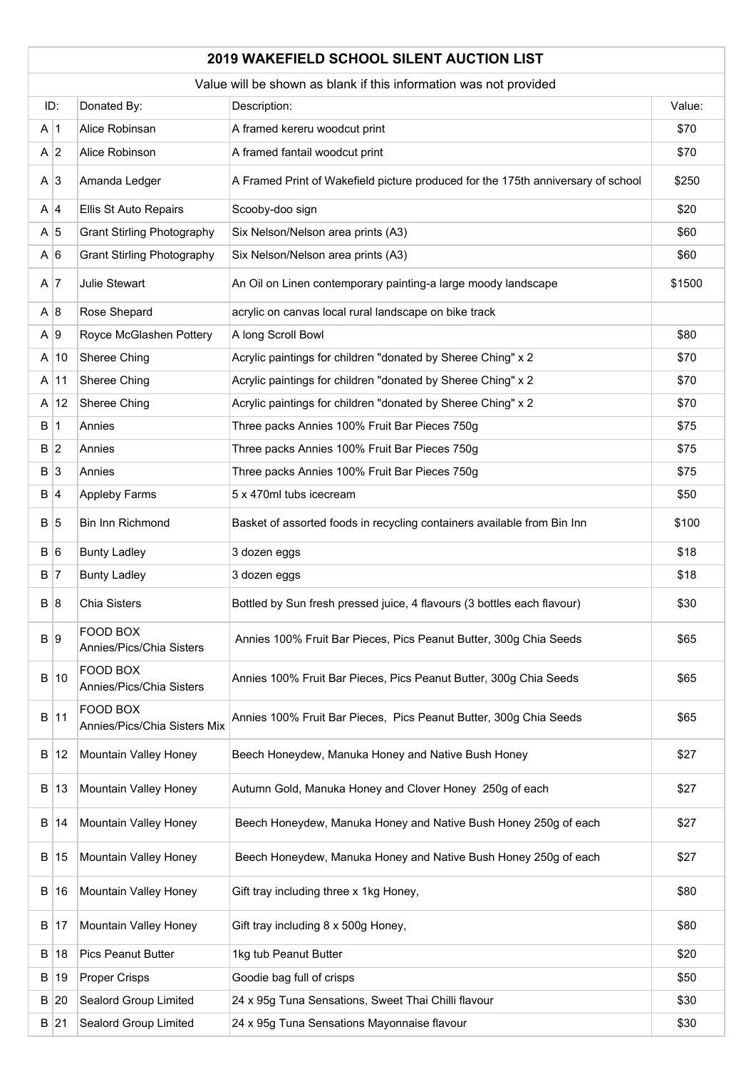# 2019 WAKEFIELD SCHOOL SILENT AUCTION LIST

Value will be shown as blank if this information was not provided

| ID: | | Donated By: | Description: | Value: |
|---|---|---|---|---|
| A | 1 | Alice Robinsan | A framed kereru woodcut print | $70 |
| A | 2 | Alice Robinson | A framed fantail woodcut print | $70 |
| A | 3 | Amanda Ledger | A Framed Print of Wakefield picture produced for the 175th anniversary of school | $250 |
| A | 4 | Ellis St Auto Repairs | Scooby-doo sign | $20 |
| A | 5 | Grant Stirling Photography | Six Nelson/Nelson area prints (A3) | $60 |
| A | 6 | Grant Stirling Photography | Six Nelson/Nelson area prints (A3) | $60 |
| A | 7 | Julie Stewart | An Oil on Linen contemporary painting-a large moody landscape | $1500 |
| A | 8 | Rose Shepard | acrylic on canvas local rural landscape on bike track | |
| A | 9 | Royce McGlashen Pottery | A long Scroll Bowl | $80 |
| A | 10 | Sheree Ching | Acrylic paintings for children "donated by Sheree Ching" x 2 | $70 |
| A | 11 | Sheree Ching | Acrylic paintings for children "donated by Sheree Ching" x 2 | $70 |
| A | 12 | Sheree Ching | Acrylic paintings for children "donated by Sheree Ching" x 2 | $70 |
| B | 1 | Annies | Three packs Annies 100% Fruit Bar Pieces 750g | $75 |
| B | 2 | Annies | Three packs Annies 100% Fruit Bar Pieces 750g | $75 |
| B | 3 | Annies | Three packs Annies 100% Fruit Bar Pieces 750g | $75 |
| B | 4 | Appleby Farms | 5 x 470ml tubs icecream | $50 |
| B | 5 | Bin Inn Richmond | Basket of assorted foods in recycling containers available from Bin Inn | $100 |
| B | 6 | Bunty Ladley | 3 dozen eggs | $18 |
| B | 7 | Bunty Ladley | 3 dozen eggs | $18 |
| B | 8 | Chia Sisters | Bottled by Sun fresh pressed juice, 4 flavours (3 bottles each flavour) | $30 |
| B | 9 | FOOD BOX Annies/Pics/Chia Sisters | Annies 100% Fruit Bar Pieces, Pics Peanut Butter, 300g Chia Seeds | $65 |
| B | 10 | FOOD BOX Annies/Pics/Chia Sisters | Annies 100% Fruit Bar Pieces, Pics Peanut Butter, 300g Chia Seeds | $65 |
| B | 11 | FOOD BOX Annies/Pics/Chia Sisters Mix | Annies 100% Fruit Bar Pieces, Pics Peanut Butter, 300g Chia Seeds | $65 |
| B | 12 | Mountain Valley Honey | Beech Honeydew, Manuka Honey and Native Bush Honey | $27 |
| B | 13 | Mountain Valley Honey | Autumn Gold, Manuka Honey and Clover Honey 250g of each | $27 |
| B | 14 | Mountain Valley Honey | Beech Honeydew, Manuka Honey and Native Bush Honey 250g of each | $27 |
| B | 15 | Mountain Valley Honey | Beech Honeydew, Manuka Honey and Native Bush Honey 250g of each | $27 |
| B | 16 | Mountain Valley Honey | Gift tray including three x 1kg Honey, | $80 |
| B | 17 | Mountain Valley Honey | Gift tray including 8 x 500g Honey, | $80 |
| B | 18 | Pics Peanut Butter | 1kg tub Peanut Butter | $20 |
| B | 19 | Proper Crisps | Goodie bag full of crisps | $50 |
| B | 20 | Sealord Group Limited | 24 x 95g Tuna Sensations, Sweet Thai Chilli flavour | $30 |
| B | 21 | Sealord Group Limited | 24 x 95g Tuna Sensations Mayonnaise flavour | $30 |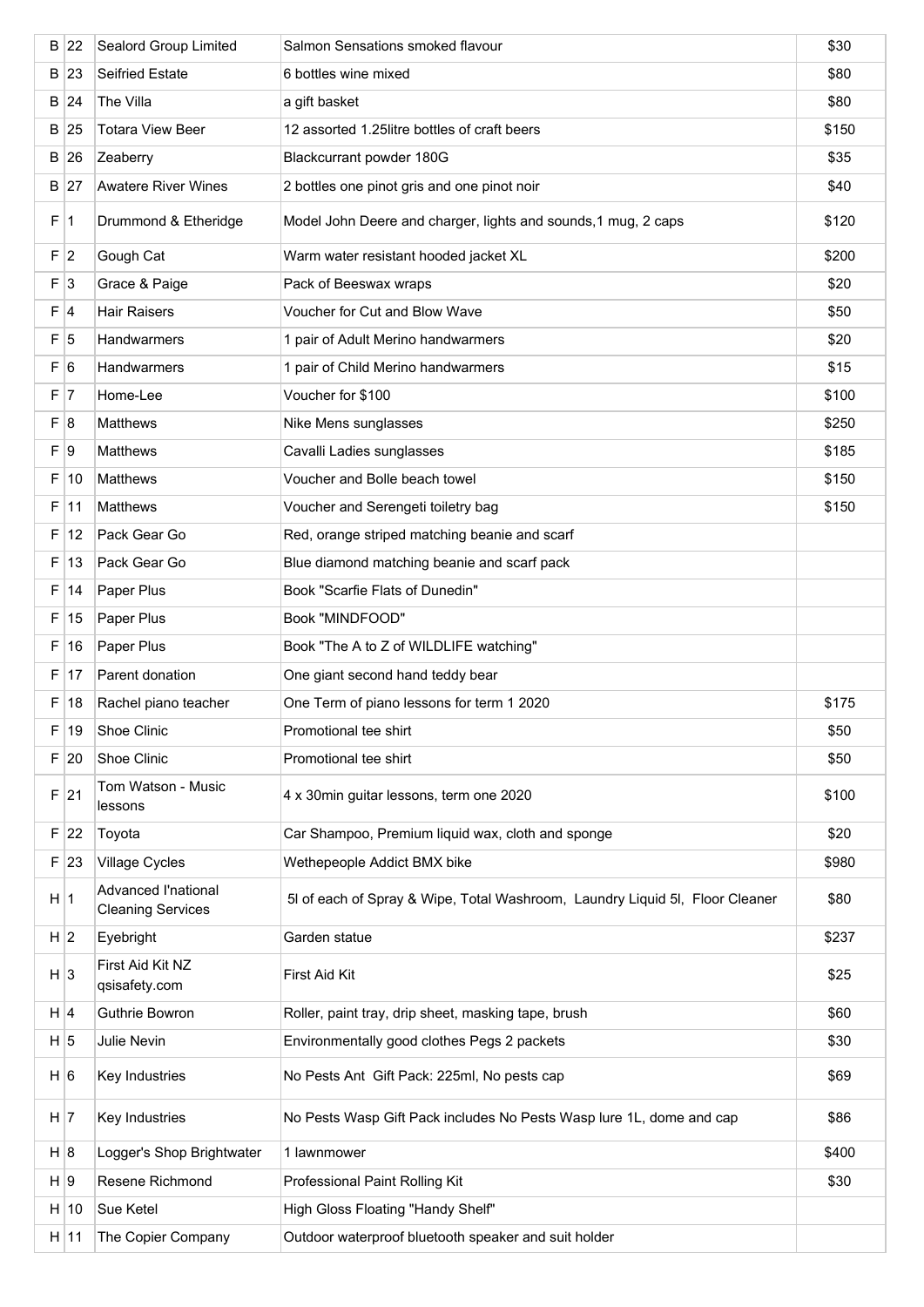| | | | | |
|---|---|---|---|---|
| B | 22 | Sealord Group Limited | Salmon Sensations smoked flavour | $30 |
| B | 23 | Seifried Estate | 6 bottles wine mixed | $80 |
| B | 24 | The Villa | a gift basket | $80 |
| B | 25 | Totara View Beer | 12 assorted 1.25litre bottles of craft beers | $150 |
| B | 26 | Zeaberry | Blackcurrant powder 180G | $35 |
| B | 27 | Awatere River Wines | 2 bottles one pinot gris and one pinot noir | $40 |
| F | 1 | Drummond & Etheridge | Model John Deere and charger, lights and sounds,1 mug, 2 caps | $120 |
| F | 2 | Gough Cat | Warm water resistant hooded jacket XL | $200 |
| F | 3 | Grace & Paige | Pack of Beeswax wraps | $20 |
| F | 4 | Hair Raisers | Voucher for Cut and Blow Wave | $50 |
| F | 5 | Handwarmers | 1 pair of Adult Merino handwarmers | $20 |
| F | 6 | Handwarmers | 1 pair of Child Merino handwarmers | $15 |
| F | 7 | Home-Lee | Voucher for $100 | $100 |
| F | 8 | Matthews | Nike Mens sunglasses | $250 |
| F | 9 | Matthews | Cavalli Ladies sunglasses | $185 |
| F | 10 | Matthews | Voucher and Bolle beach towel | $150 |
| F | 11 | Matthews | Voucher and Serengeti toiletry bag | $150 |
| F | 12 | Pack Gear Go | Red, orange striped matching beanie and scarf | |
| F | 13 | Pack Gear Go | Blue diamond matching beanie and scarf pack | |
| F | 14 | Paper Plus | Book "Scarfie Flats of Dunedin" | |
| F | 15 | Paper Plus | Book "MINDFOOD" | |
| F | 16 | Paper Plus | Book "The A to Z of WILDLIFE watching" | |
| F | 17 | Parent donation | One giant second hand teddy bear | |
| F | 18 | Rachel piano teacher | One Term of piano lessons for term 1 2020 | $175 |
| F | 19 | Shoe Clinic | Promotional tee shirt | $50 |
| F | 20 | Shoe Clinic | Promotional tee shirt | $50 |
| F | 21 | Tom Watson - Music lessons | 4 x 30min guitar lessons, term one 2020 | $100 |
| F | 22 | Toyota | Car Shampoo, Premium liquid wax, cloth and sponge | $20 |
| F | 23 | Village Cycles | Wethepeople Addict BMX bike | $980 |
| H | 1 | Advanced I'national Cleaning Services | 5l of each of Spray & Wipe, Total Washroom, Laundry Liquid 5l, Floor Cleaner | $80 |
| H | 2 | Eyebright | Garden statue | $237 |
| H | 3 | First Aid Kit NZ qsisafety.com | First Aid Kit | $25 |
| H | 4 | Guthrie Bowron | Roller, paint tray, drip sheet, masking tape, brush | $60 |
| H | 5 | Julie Nevin | Environmentally good clothes Pegs 2 packets | $30 |
| H | 6 | Key Industries | No Pests Ant Gift Pack: 225ml, No pests cap | $69 |
| H | 7 | Key Industries | No Pests Wasp Gift Pack includes No Pests Wasp lure 1L, dome and cap | $86 |
| H | 8 | Logger's Shop Brightwater | 1 lawnmower | $400 |
| H | 9 | Resene Richmond | Professional Paint Rolling Kit | $30 |
| H | 10 | Sue Ketel | High Gloss Floating "Handy Shelf" | |
| H | 11 | The Copier Company | Outdoor waterproof bluetooth speaker and suit holder | |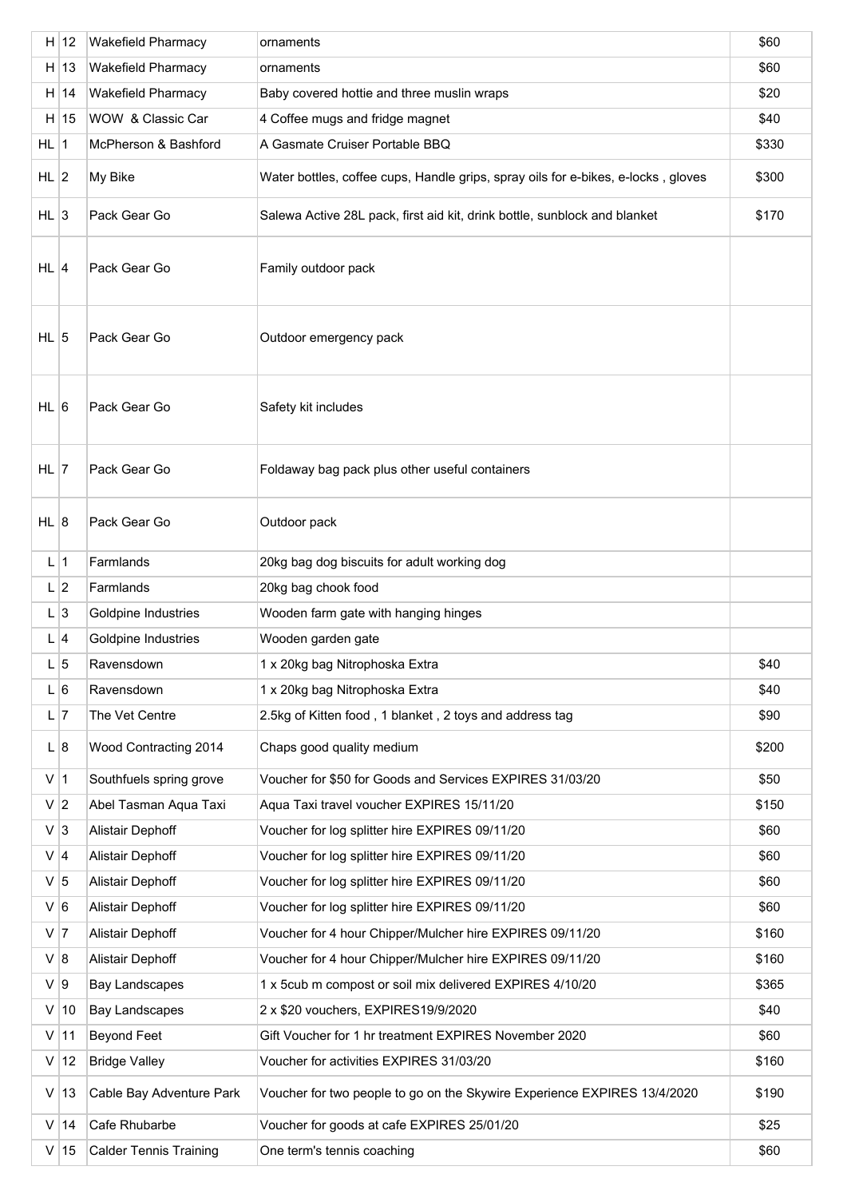| | | | | |
|---|---|---|---|---|
| H | 12 | Wakefield Pharmacy | ornaments | $60 |
| H | 13 | Wakefield Pharmacy | ornaments | $60 |
| H | 14 | Wakefield Pharmacy | Baby covered hottie and three muslin wraps | $20 |
| H | 15 | WOW & Classic Car | 4 Coffee mugs and fridge magnet | $40 |
| HL | 1 | McPherson & Bashford | A Gasmate Cruiser Portable BBQ | $330 |
| HL | 2 | My Bike | Water bottles, coffee cups, Handle grips, spray oils for e-bikes, e-locks , gloves | $300 |
| HL | 3 | Pack Gear Go | Salewa Active 28L pack, first aid kit, drink bottle, sunblock and blanket | $170 |
| HL | 4 | Pack Gear Go | Family outdoor pack | |
| HL | 5 | Pack Gear Go | Outdoor emergency pack | |
| HL | 6 | Pack Gear Go | Safety kit includes | |
| HL | 7 | Pack Gear Go | Foldaway bag pack plus other useful containers | |
| HL | 8 | Pack Gear Go | Outdoor pack | |
| L | 1 | Farmlands | 20kg bag dog biscuits for adult working dog | |
| L | 2 | Farmlands | 20kg bag chook food | |
| L | 3 | Goldpine Industries | Wooden farm gate with hanging hinges | |
| L | 4 | Goldpine Industries | Wooden garden gate | |
| L | 5 | Ravensdown | 1 x 20kg bag Nitrophoska Extra | $40 |
| L | 6 | Ravensdown | 1 x 20kg bag Nitrophoska Extra | $40 |
| L | 7 | The Vet Centre | 2.5kg of Kitten food , 1 blanket , 2 toys and address tag | $90 |
| L | 8 | Wood Contracting 2014 | Chaps good quality medium | $200 |
| V | 1 | Southfuels spring grove | Voucher for $50 for Goods and Services EXPIRES 31/03/20 | $50 |
| V | 2 | Abel Tasman Aqua Taxi | Aqua Taxi travel voucher EXPIRES 15/11/20 | $150 |
| V | 3 | Alistair Dephoff | Voucher for log splitter hire EXPIRES 09/11/20 | $60 |
| V | 4 | Alistair Dephoff | Voucher for log splitter hire EXPIRES 09/11/20 | $60 |
| V | 5 | Alistair Dephoff | Voucher for log splitter hire EXPIRES 09/11/20 | $60 |
| V | 6 | Alistair Dephoff | Voucher for log splitter hire EXPIRES 09/11/20 | $60 |
| V | 7 | Alistair Dephoff | Voucher for 4 hour Chipper/Mulcher hire EXPIRES 09/11/20 | $160 |
| V | 8 | Alistair Dephoff | Voucher for 4 hour Chipper/Mulcher hire EXPIRES 09/11/20 | $160 |
| V | 9 | Bay Landscapes | 1 x 5cub m compost or soil mix delivered EXPIRES 4/10/20 | $365 |
| V | 10 | Bay Landscapes | 2 x $20 vouchers, EXPIRES19/9/2020 | $40 |
| V | 11 | Beyond Feet | Gift Voucher for 1 hr treatment EXPIRES November 2020 | $60 |
| V | 12 | Bridge Valley | Voucher for activities EXPIRES 31/03/20 | $160 |
| V | 13 | Cable Bay Adventure Park | Voucher for two people to go on the Skywire Experience EXPIRES 13/4/2020 | $190 |
| V | 14 | Cafe Rhubarbe | Voucher for goods at cafe EXPIRES 25/01/20 | $25 |
| V | 15 | Calder Tennis Training | One term's tennis coaching | $60 |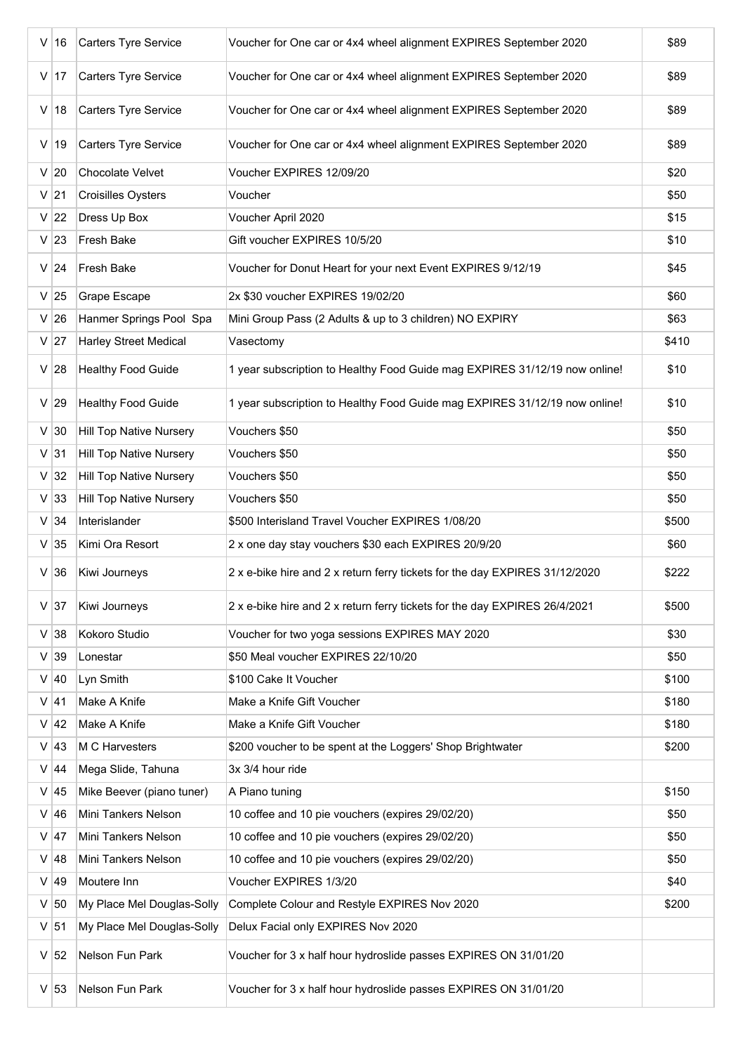| V | 16 | Carters Tyre Service | Voucher for One car or 4x4 wheel alignment EXPIRES September 2020 | $89 |
|---|---|---|---|---|
| V | 17 | Carters Tyre Service | Voucher for One car or 4x4 wheel alignment EXPIRES September 2020 | $89 |
| V | 18 | Carters Tyre Service | Voucher for One car or 4x4 wheel alignment EXPIRES September 2020 | $89 |
| V | 19 | Carters Tyre Service | Voucher for One car or 4x4 wheel alignment EXPIRES September 2020 | $89 |
| V | 20 | Chocolate Velvet | Voucher EXPIRES 12/09/20 | $20 |
| V | 21 | Croisilles Oysters | Voucher | $50 |
| V | 22 | Dress Up Box | Voucher April 2020 | $15 |
| V | 23 | Fresh Bake | Gift voucher EXPIRES 10/5/20 | $10 |
| V | 24 | Fresh Bake | Voucher for Donut Heart for your next Event EXPIRES 9/12/19 | $45 |
| V | 25 | Grape Escape | 2x $30 voucher EXPIRES 19/02/20 | $60 |
| V | 26 | Hanmer Springs Pool Spa | Mini Group Pass (2 Adults & up to 3 children) NO EXPIRY | $63 |
| V | 27 | Harley Street Medical | Vasectomy | $410 |
| V | 28 | Healthy Food Guide | 1 year subscription to Healthy Food Guide mag EXPIRES 31/12/19 now online! | $10 |
| V | 29 | Healthy Food Guide | 1 year subscription to Healthy Food Guide mag EXPIRES 31/12/19 now online! | $10 |
| V | 30 | Hill Top Native Nursery | Vouchers $50 | $50 |
| V | 31 | Hill Top Native Nursery | Vouchers $50 | $50 |
| V | 32 | Hill Top Native Nursery | Vouchers $50 | $50 |
| V | 33 | Hill Top Native Nursery | Vouchers $50 | $50 |
| V | 34 | Interislander | $500 Interisland Travel Voucher EXPIRES 1/08/20 | $500 |
| V | 35 | Kimi Ora Resort | 2 x one day stay vouchers $30 each EXPIRES 20/9/20 | $60 |
| V | 36 | Kiwi Journeys | 2 x e-bike hire and 2 x return ferry tickets for the day EXPIRES 31/12/2020 | $222 |
| V | 37 | Kiwi Journeys | 2 x e-bike hire and 2 x return ferry tickets for the day EXPIRES 26/4/2021 | $500 |
| V | 38 | Kokoro Studio | Voucher for two yoga sessions EXPIRES MAY 2020 | $30 |
| V | 39 | Lonestar | $50 Meal voucher EXPIRES 22/10/20 | $50 |
| V | 40 | Lyn Smith | $100 Cake It Voucher | $100 |
| V | 41 | Make A Knife | Make a Knife Gift Voucher | $180 |
| V | 42 | Make A Knife | Make a Knife Gift Voucher | $180 |
| V | 43 | M C Harvesters | $200 voucher to be spent at the Loggers' Shop Brightwater | $200 |
| V | 44 | Mega Slide, Tahuna | 3x 3/4 hour ride | |
| V | 45 | Mike Beever (piano tuner) | A Piano tuning | $150 |
| V | 46 | Mini Tankers Nelson | 10 coffee and 10 pie vouchers (expires 29/02/20) | $50 |
| V | 47 | Mini Tankers Nelson | 10 coffee and 10 pie vouchers (expires 29/02/20) | $50 |
| V | 48 | Mini Tankers Nelson | 10 coffee and 10 pie vouchers (expires 29/02/20) | $50 |
| V | 49 | Moutere Inn | Voucher EXPIRES 1/3/20 | $40 |
| V | 50 | My Place Mel Douglas-Solly | Complete Colour and Restyle EXPIRES Nov 2020 | $200 |
| V | 51 | My Place Mel Douglas-Solly | Delux Facial only EXPIRES Nov 2020 | |
| V | 52 | Nelson Fun Park | Voucher for 3 x half hour hydroslide passes EXPIRES ON 31/01/20 | |
| V | 53 | Nelson Fun Park | Voucher for 3 x half hour hydroslide passes EXPIRES ON 31/01/20 | |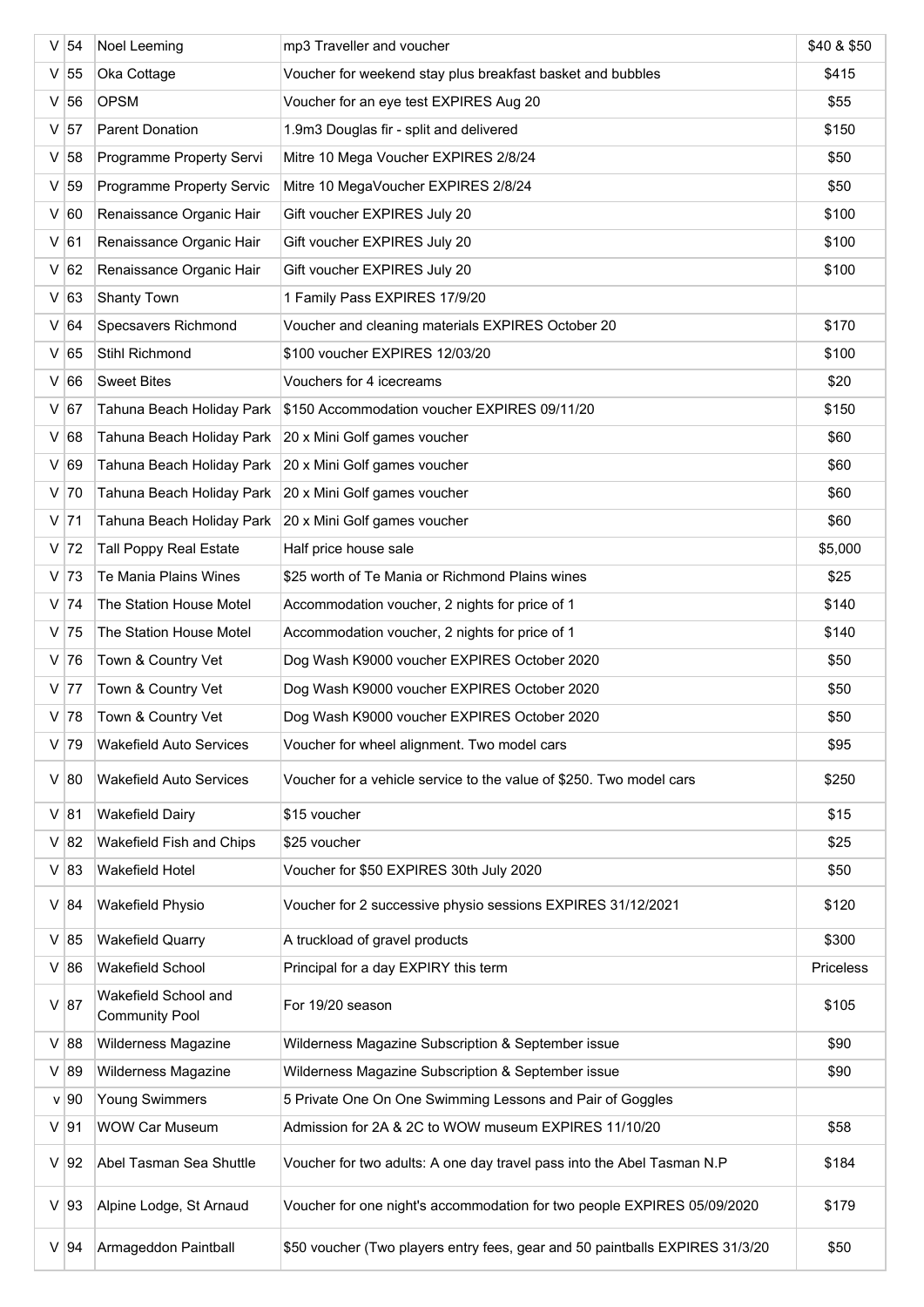| | | | | |
|---|---|---|---|---|
| V | 54 | Noel Leeming | mp3 Traveller and voucher | $40 & $50 |
| V | 55 | Oka Cottage | Voucher for weekend stay plus breakfast basket and bubbles | $415 |
| V | 56 | OPSM | Voucher for an eye test EXPIRES Aug 20 | $55 |
| V | 57 | Parent Donation | 1.9m3 Douglas fir - split and delivered | $150 |
| V | 58 | Programme Property Servi | Mitre 10 Mega Voucher EXPIRES 2/8/24 | $50 |
| V | 59 | Programme Property Servic | Mitre 10 MegaVoucher EXPIRES 2/8/24 | $50 |
| V | 60 | Renaissance Organic Hair | Gift voucher EXPIRES July 20 | $100 |
| V | 61 | Renaissance Organic Hair | Gift voucher EXPIRES July 20 | $100 |
| V | 62 | Renaissance Organic Hair | Gift voucher EXPIRES July 20 | $100 |
| V | 63 | Shanty Town | 1 Family Pass EXPIRES 17/9/20 | |
| V | 64 | Specsavers Richmond | Voucher and cleaning materials EXPIRES October 20 | $170 |
| V | 65 | Stihl Richmond | $100 voucher EXPIRES 12/03/20 | $100 |
| V | 66 | Sweet Bites | Vouchers for 4 icecreams | $20 |
| V | 67 | Tahuna Beach Holiday Park | $150 Accommodation voucher EXPIRES 09/11/20 | $150 |
| V | 68 | Tahuna Beach Holiday Park | 20 x Mini Golf games voucher | $60 |
| V | 69 | Tahuna Beach Holiday Park | 20 x Mini Golf games voucher | $60 |
| V | 70 | Tahuna Beach Holiday Park | 20 x Mini Golf games voucher | $60 |
| V | 71 | Tahuna Beach Holiday Park | 20 x Mini Golf games voucher | $60 |
| V | 72 | Tall Poppy Real Estate | Half price house sale | $5,000 |
| V | 73 | Te Mania Plains Wines | $25 worth of Te Mania or Richmond Plains wines | $25 |
| V | 74 | The Station House Motel | Accommodation voucher, 2 nights for price of 1 | $140 |
| V | 75 | The Station House Motel | Accommodation voucher, 2 nights for price of 1 | $140 |
| V | 76 | Town & Country Vet | Dog Wash K9000 voucher EXPIRES October 2020 | $50 |
| V | 77 | Town & Country Vet | Dog Wash K9000 voucher EXPIRES October 2020 | $50 |
| V | 78 | Town & Country Vet | Dog Wash K9000 voucher EXPIRES October 2020 | $50 |
| V | 79 | Wakefield Auto Services | Voucher for wheel alignment. Two model cars | $95 |
| V | 80 | Wakefield Auto Services | Voucher for a vehicle service to the value of $250. Two model cars | $250 |
| V | 81 | Wakefield Dairy | $15 voucher | $15 |
| V | 82 | Wakefield Fish and Chips | $25 voucher | $25 |
| V | 83 | Wakefield Hotel | Voucher for $50 EXPIRES 30th July 2020 | $50 |
| V | 84 | Wakefield Physio | Voucher for 2 successive physio sessions EXPIRES 31/12/2021 | $120 |
| V | 85 | Wakefield Quarry | A truckload of gravel products | $300 |
| V | 86 | Wakefield School | Principal for a day EXPIRY this term | Priceless |
| V | 87 | Wakefield School and Community Pool | For 19/20 season | $105 |
| V | 88 | Wilderness Magazine | Wilderness Magazine Subscription & September issue | $90 |
| V | 89 | Wilderness Magazine | Wilderness Magazine Subscription & September issue | $90 |
| v | 90 | Young Swimmers | 5 Private One On One Swimming Lessons and Pair of Goggles | |
| V | 91 | WOW Car Museum | Admission for 2A & 2C to WOW museum EXPIRES 11/10/20 | $58 |
| V | 92 | Abel Tasman Sea Shuttle | Voucher for two adults: A one day travel pass into the Abel Tasman N.P | $184 |
| V | 93 | Alpine Lodge, St Arnaud | Voucher for one night's accommodation for two people EXPIRES 05/09/2020 | $179 |
| V | 94 | Armageddon Paintball | $50 voucher (Two players entry fees, gear and 50 paintballs EXPIRES 31/3/20 | $50 |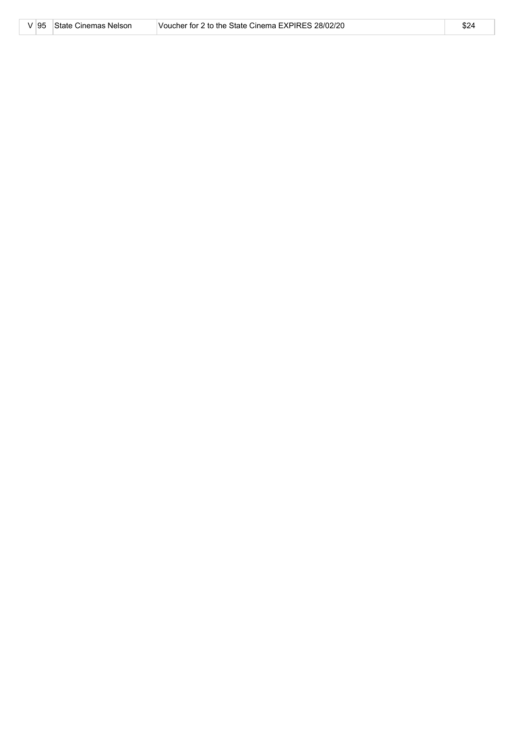| | | | | |
|---|---|---|---|---|
| V | 95 | State Cinemas Nelson | Voucher for 2 to the State Cinema EXPIRES 28/02/20 | $24 |